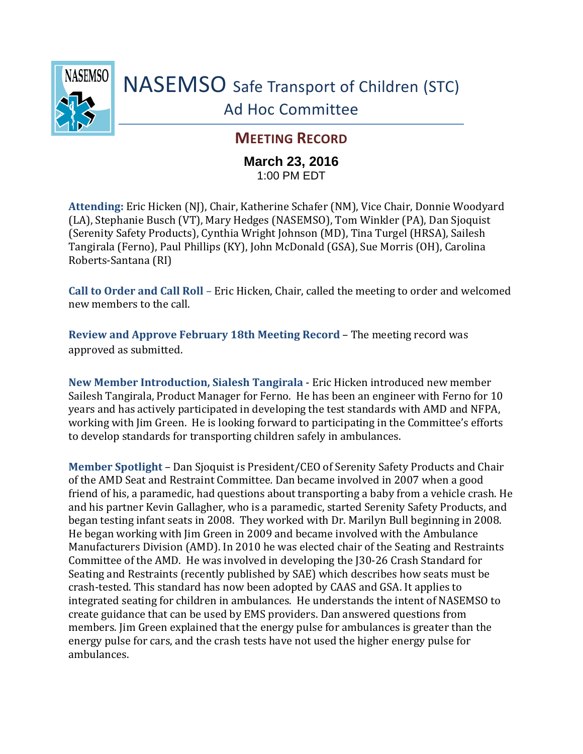# NASEMSO Safe Transport of Children (STC) Ad Hoc Committee

## MEETING RECORD

**March 23, 2016**
1:00 PM EDT

**Attending:** Eric Hicken (NJ), Chair, Katherine Schafer (NM), Vice Chair, Donnie Woodyard (LA), Stephanie Busch (VT), Mary Hedges (NASEMSO), Tom Winkler (PA), Dan Sjoquist (Serenity Safety Products), Cynthia Wright Johnson (MD), Tina Turgel (HRSA), Sailesh Tangirala (Ferno), Paul Phillips (KY), John McDonald (GSA), Sue Morris (OH), Carolina Roberts-Santana (RI)

**Call to Order and Call Roll** – Eric Hicken, Chair, called the meeting to order and welcomed new members to the call.

**Review and Approve February 18th Meeting Record** – The meeting record was approved as submitted.

**New Member Introduction, Sialesh Tangirala** - Eric Hicken introduced new member Sailesh Tangirala, Product Manager for Ferno. He has been an engineer with Ferno for 10 years and has actively participated in developing the test standards with AMD and NFPA, working with Jim Green. He is looking forward to participating in the Committee's efforts to develop standards for transporting children safely in ambulances.

**Member Spotlight** – Dan Sjoquist is President/CEO of Serenity Safety Products and Chair of the AMD Seat and Restraint Committee. Dan became involved in 2007 when a good friend of his, a paramedic, had questions about transporting a baby from a vehicle crash. He and his partner Kevin Gallagher, who is a paramedic, started Serenity Safety Products, and began testing infant seats in 2008. They worked with Dr. Marilyn Bull beginning in 2008. He began working with Jim Green in 2009 and became involved with the Ambulance Manufacturers Division (AMD). In 2010 he was elected chair of the Seating and Restraints Committee of the AMD. He was involved in developing the J30-26 Crash Standard for Seating and Restraints (recently published by SAE) which describes how seats must be crash-tested. This standard has now been adopted by CAAS and GSA. It applies to integrated seating for children in ambulances. He understands the intent of NASEMSO to create guidance that can be used by EMS providers. Dan answered questions from members. Jim Green explained that the energy pulse for ambulances is greater than the energy pulse for cars, and the crash tests have not used the higher energy pulse for ambulances.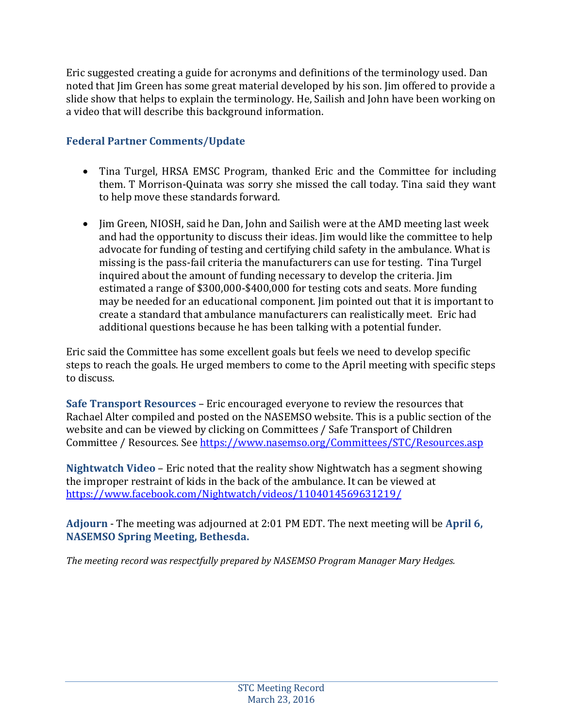Eric suggested creating a guide for acronyms and definitions of the terminology used. Dan noted that Jim Green has some great material developed by his son. Jim offered to provide a slide show that helps to explain the terminology. He, Sailish and John have been working on a video that will describe this background information.

## Federal Partner Comments/Update

- Tina Turgel, HRSA EMSC Program, thanked Eric and the Committee for including them. T Morrison-Quinata was sorry she missed the call today. Tina said they want to help move these standards forward.

- Jim Green, NIOSH, said he Dan, John and Sailish were at the AMD meeting last week and had the opportunity to discuss their ideas. Jim would like the committee to help advocate for funding of testing and certifying child safety in the ambulance. What is missing is the pass-fail criteria the manufacturers can use for testing. Tina Turgel inquired about the amount of funding necessary to develop the criteria. Jim estimated a range of $300,000-$400,000 for testing cots and seats. More funding may be needed for an educational component. Jim pointed out that it is important to create a standard that ambulance manufacturers can realistically meet. Eric had additional questions because he has been talking with a potential funder.

Eric said the Committee has some excellent goals but feels we need to develop specific steps to reach the goals. He urged members to come to the April meeting with specific steps to discuss.

**Safe Transport Resources** – Eric encouraged everyone to review the resources that Rachael Alter compiled and posted on the NASEMSO website. This is a public section of the website and can be viewed by clicking on Committees / Safe Transport of Children Committee / Resources. See https://www.nasemso.org/Committees/STC/Resources.asp

**Nightwatch Video** – Eric noted that the reality show Nightwatch has a segment showing the improper restraint of kids in the back of the ambulance. It can be viewed at https://www.facebook.com/Nightwatch/videos/1104014569631219/

**Adjourn** - The meeting was adjourned at 2:01 PM EDT. The next meeting will be **April 6, NASEMSO Spring Meeting, Bethesda.**

*The meeting record was respectfully prepared by NASEMSO Program Manager Mary Hedges.*